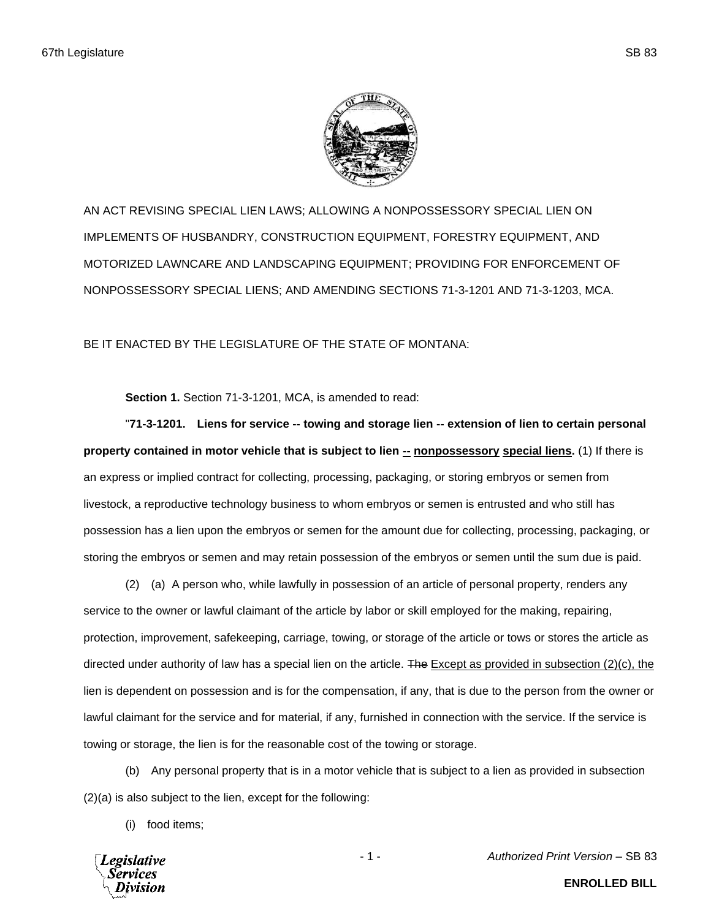AN ACT REVISING SPECIAL LIEN LAWS; ALLOWING A NONPOSSESSORY SPECIAL LIEN ON IMPLEMENTS OF HUSBANDRY, CONSTRUCTION EQUIPMENT, FORESTRY EQUIPMENT, AND MOTORIZED LAWNCARE AND LANDSCAPING EQUIPMENT; PROVIDING FOR ENFORCEMENT OF NONPOSSESSORY SPECIAL LIENS; AND AMENDING SECTIONS 71-3-1201 AND 71-3-1203, MCA.

BE IT ENACTED BY THE LEGISLATURE OF THE STATE OF MONTANA:

**Section 1.** Section 71-3-1201, MCA, is amended to read:

"**71-3-1201. Liens for service -- towing and storage lien -- extension of lien to certain personal property contained in motor vehicle that is subject to lien <u>--</u> <u>nonpossessory</u> <u>special liens</u>.** (1) If there is an express or implied contract for collecting, processing, packaging, or storing embryos or semen from livestock, a reproductive technology business to whom embryos or semen is entrusted and who still has possession has a lien upon the embryos or semen for the amount due for collecting, processing, packaging, or storing the embryos or semen and may retain possession of the embryos or semen until the sum due is paid.

(2) (a) A person who, while lawfully in possession of an article of personal property, renders any service to the owner or lawful claimant of the article by labor or skill employed for the making, repairing, protection, improvement, safekeeping, carriage, towing, or storage of the article or tows or stores the article as directed under authority of law has a special lien on the article. ~~The~~ <u>Except as provided in subsection (2)(c), the</u> lien is dependent on possession and is for the compensation, if any, that is due to the person from the owner or lawful claimant for the service and for material, if any, furnished in connection with the service. If the service is towing or storage, the lien is for the reasonable cost of the towing or storage.

(b) Any personal property that is in a motor vehicle that is subject to a lien as provided in subsection (2)(a) is also subject to the lien, except for the following:

(i) food items;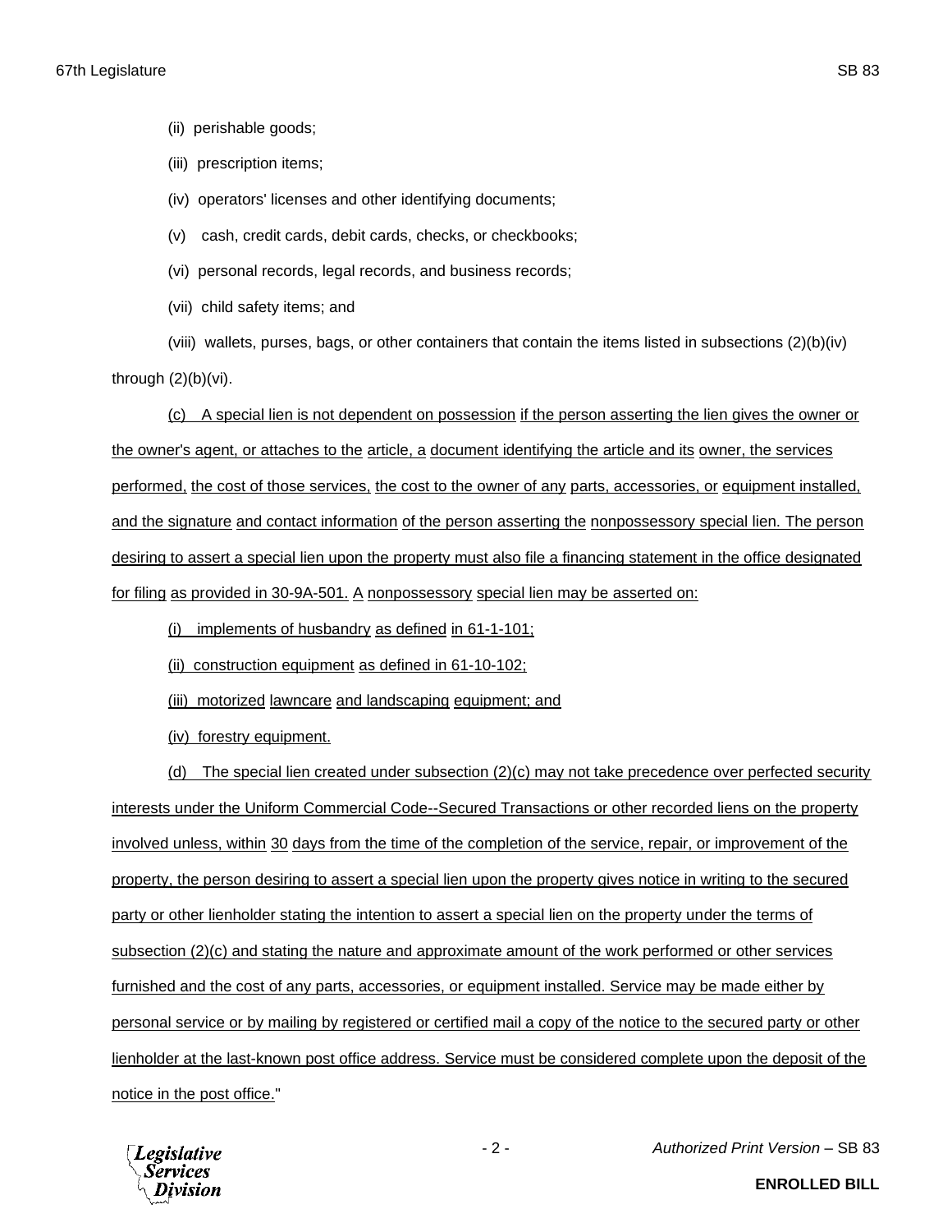(ii) perishable goods;

(iii) prescription items;

(iv) operators' licenses and other identifying documents;

(v) cash, credit cards, debit cards, checks, or checkbooks;

(vi) personal records, legal records, and business records;

(vii) child safety items; and

(viii) wallets, purses, bags, or other containers that contain the items listed in subsections (2)(b)(iv) through (2)(b)(vi).

(c) A special lien is not dependent on possession if the person asserting the lien gives the owner or the owner's agent, or attaches to the article, a document identifying the article and its owner, the services performed, the cost of those services, the cost to the owner of any parts, accessories, or equipment installed, and the signature and contact information of the person asserting the nonpossessory special lien. The person desiring to assert a special lien upon the property must also file a financing statement in the office designated for filing as provided in 30-9A-501. A nonpossessory special lien may be asserted on:

(i) implements of husbandry as defined in 61-1-101;

(ii) construction equipment as defined in 61-10-102;

(iii) motorized lawncare and landscaping equipment; and

(iv) forestry equipment.

(d) The special lien created under subsection (2)(c) may not take precedence over perfected security interests under the Uniform Commercial Code--Secured Transactions or other recorded liens on the property involved unless, within 30 days from the time of the completion of the service, repair, or improvement of the property, the person desiring to assert a special lien upon the property gives notice in writing to the secured party or other lienholder stating the intention to assert a special lien on the property under the terms of subsection (2)(c) and stating the nature and approximate amount of the work performed or other services furnished and the cost of any parts, accessories, or equipment installed. Service may be made either by personal service or by mailing by registered or certified mail a copy of the notice to the secured party or other lienholder at the last-known post office address. Service must be considered complete upon the deposit of the notice in the post office."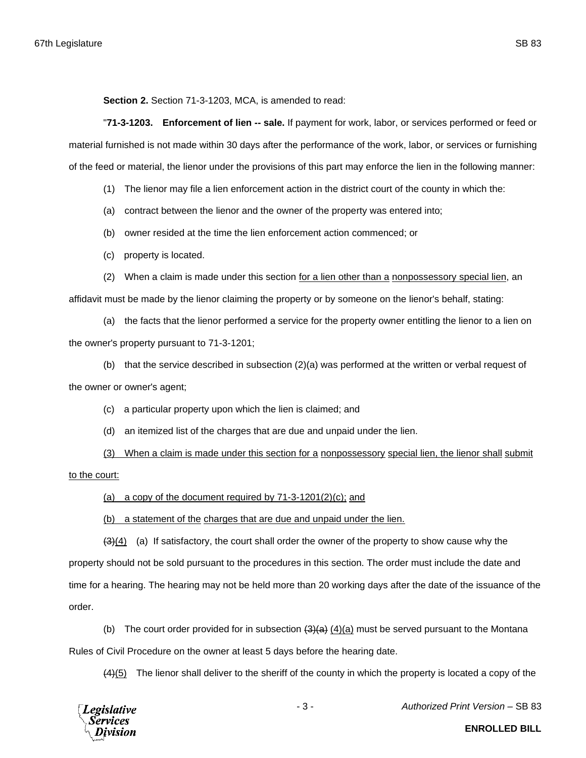**Section 2.** Section 71-3-1203, MCA, is amended to read:

"**71-3-1203. Enforcement of lien -- sale.** If payment for work, labor, or services performed or feed or material furnished is not made within 30 days after the performance of the work, labor, or services or furnishing of the feed or material, the lienor under the provisions of this part may enforce the lien in the following manner:

(1) The lienor may file a lien enforcement action in the district court of the county in which the:

(a) contract between the lienor and the owner of the property was entered into;

(b) owner resided at the time the lien enforcement action commenced; or

(c) property is located.

(2) When a claim is made under this section <u>for a lien other than a nonpossessory special lien</u>, an affidavit must be made by the lienor claiming the property or by someone on the lienor's behalf, stating:

(a) the facts that the lienor performed a service for the property owner entitling the lienor to a lien on the owner's property pursuant to 71-3-1201;

(b) that the service described in subsection (2)(a) was performed at the written or verbal request of the owner or owner's agent;

(c) a particular property upon which the lien is claimed; and

(d) an itemized list of the charges that are due and unpaid under the lien.

<u>(3) When a claim is made under this section for a nonpossessory special lien, the lienor shall submit to the court:</u>

<u>(a) a copy of the document required by 71-3-1201(2)(c); and</u>

<u>(b) a statement of the charges that are due and unpaid under the lien.</u>

~~(3)~~<u>(4)</u> (a) If satisfactory, the court shall order the owner of the property to show cause why the property should not be sold pursuant to the procedures in this section. The order must include the date and time for a hearing. The hearing may not be held more than 20 working days after the date of the issuance of the order.

(b) The court order provided for in subsection ~~(3)(a)~~ <u>(4)(a)</u> must be served pursuant to the Montana Rules of Civil Procedure on the owner at least 5 days before the hearing date.

~~(4)~~<u>(5)</u> The lienor shall deliver to the sheriff of the county in which the property is located a copy of the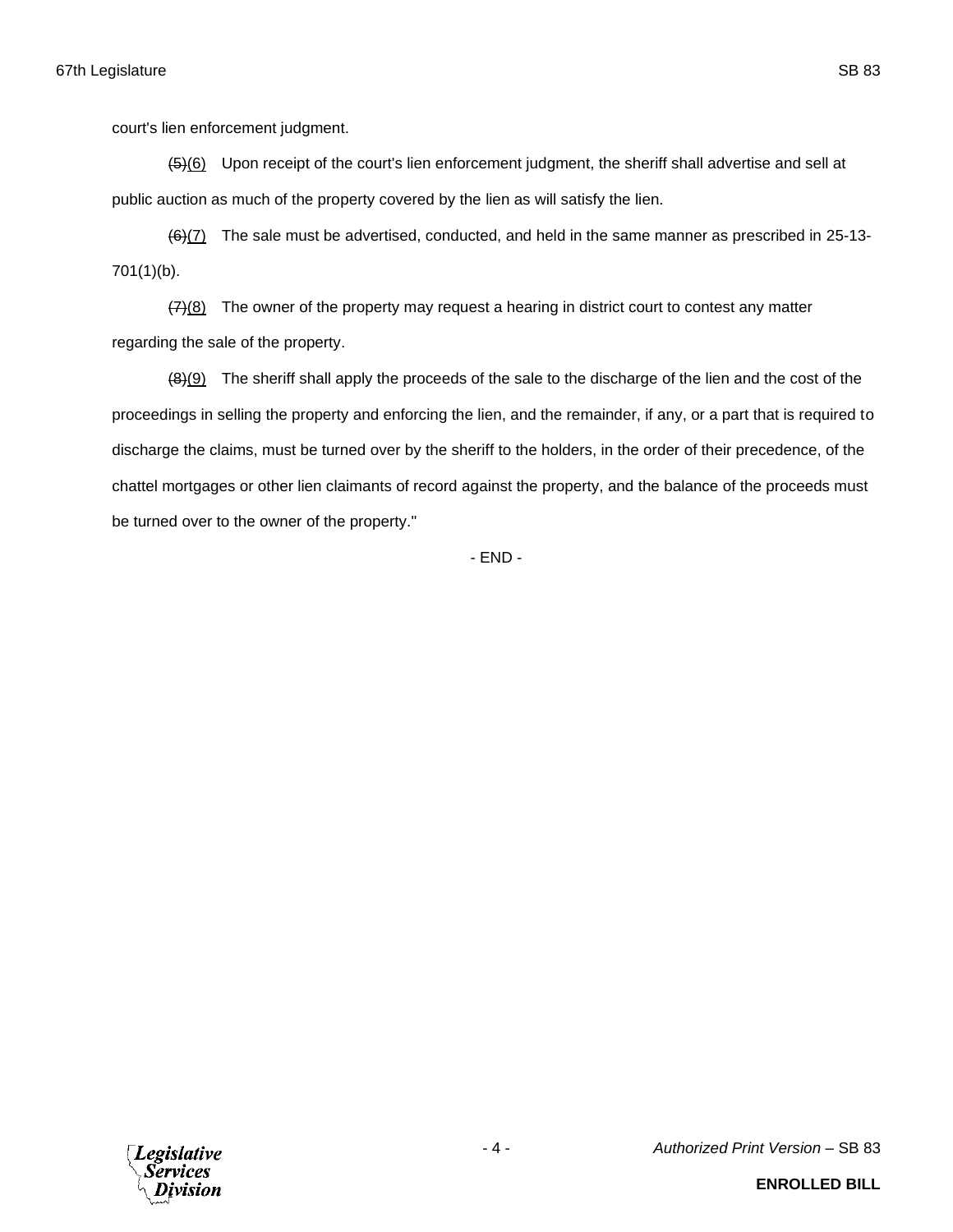court's lien enforcement judgment.

~~(5)~~(6) Upon receipt of the court's lien enforcement judgment, the sheriff shall advertise and sell at public auction as much of the property covered by the lien as will satisfy the lien.

~~(6)~~(7) The sale must be advertised, conducted, and held in the same manner as prescribed in 25-13-701(1)(b).

~~(7)~~(8) The owner of the property may request a hearing in district court to contest any matter regarding the sale of the property.

~~(8)~~(9) The sheriff shall apply the proceeds of the sale to the discharge of the lien and the cost of the proceedings in selling the property and enforcing the lien, and the remainder, if any, or a part that is required to discharge the claims, must be turned over by the sheriff to the holders, in the order of their precedence, of the chattel mortgages or other lien claimants of record against the property, and the balance of the proceeds must be turned over to the owner of the property."

\- END -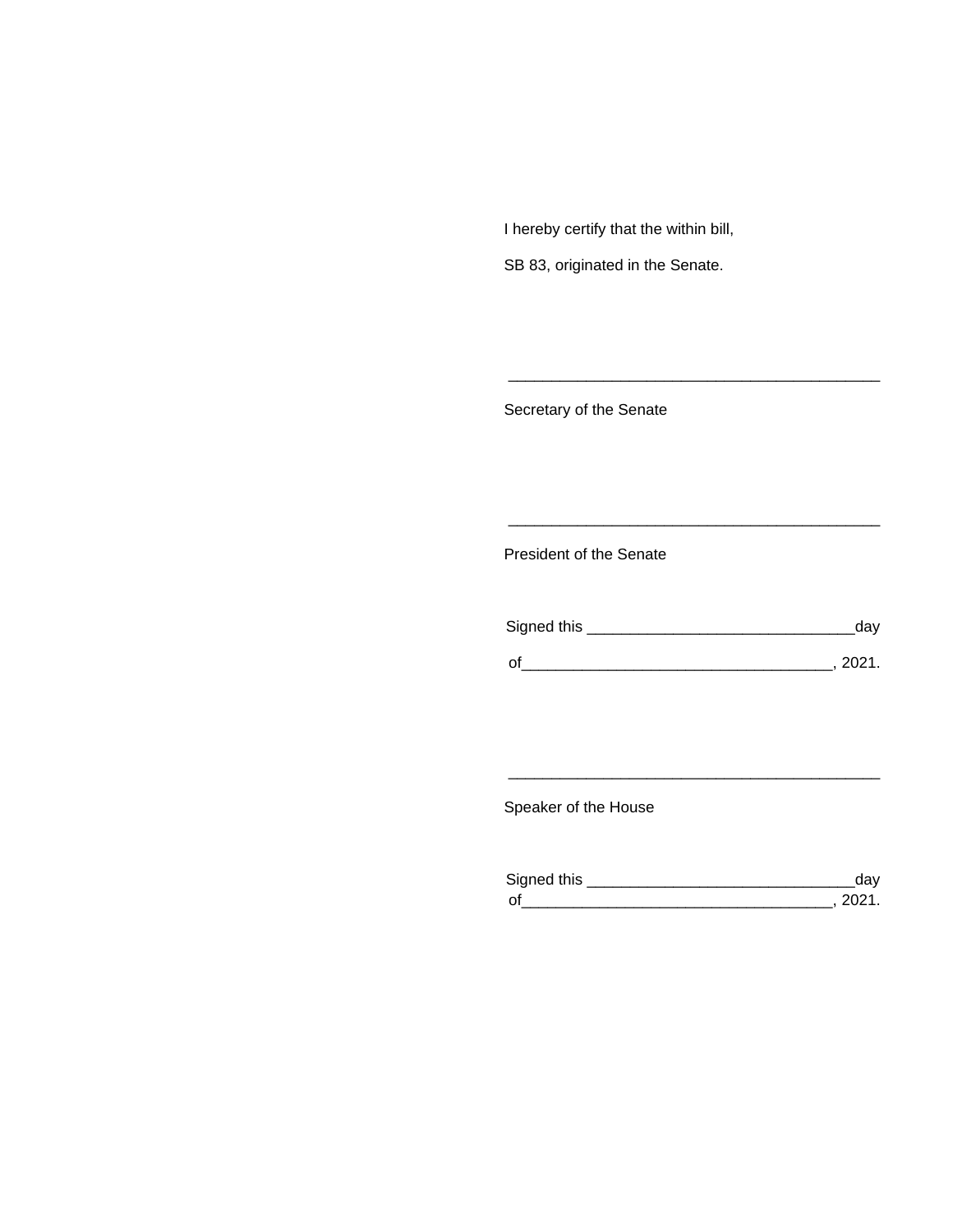I hereby certify that the within bill,

SB 83, originated in the Senate.

\_\_\_\_\_\_\_\_\_\_\_\_\_\_\_\_\_\_\_\_\_\_\_\_\_\_\_\_\_\_\_\_\_\_\_\_\_\_\_\_\_\_\_\_

Secretary of the Senate

\_\_\_\_\_\_\_\_\_\_\_\_\_\_\_\_\_\_\_\_\_\_\_\_\_\_\_\_\_\_\_\_\_\_\_\_\_\_\_\_\_\_\_\_

President of the Senate

Signed this \_\_\_\_\_\_\_\_\_\_\_\_\_\_\_\_\_\_\_\_\_\_\_\_\_\_\_\_\_\_\_day

of\_\_\_\_\_\_\_\_\_\_\_\_\_\_\_\_\_\_\_\_\_\_\_\_\_\_\_\_\_\_\_\_\_\_\_, 2021.

\_\_\_\_\_\_\_\_\_\_\_\_\_\_\_\_\_\_\_\_\_\_\_\_\_\_\_\_\_\_\_\_\_\_\_\_\_\_\_\_\_\_\_\_

Speaker of the House

Signed this \_\_\_\_\_\_\_\_\_\_\_\_\_\_\_\_\_\_\_\_\_\_\_\_\_\_\_\_\_\_\_day
of\_\_\_\_\_\_\_\_\_\_\_\_\_\_\_\_\_\_\_\_\_\_\_\_\_\_\_\_\_\_\_\_\_\_\_, 2021.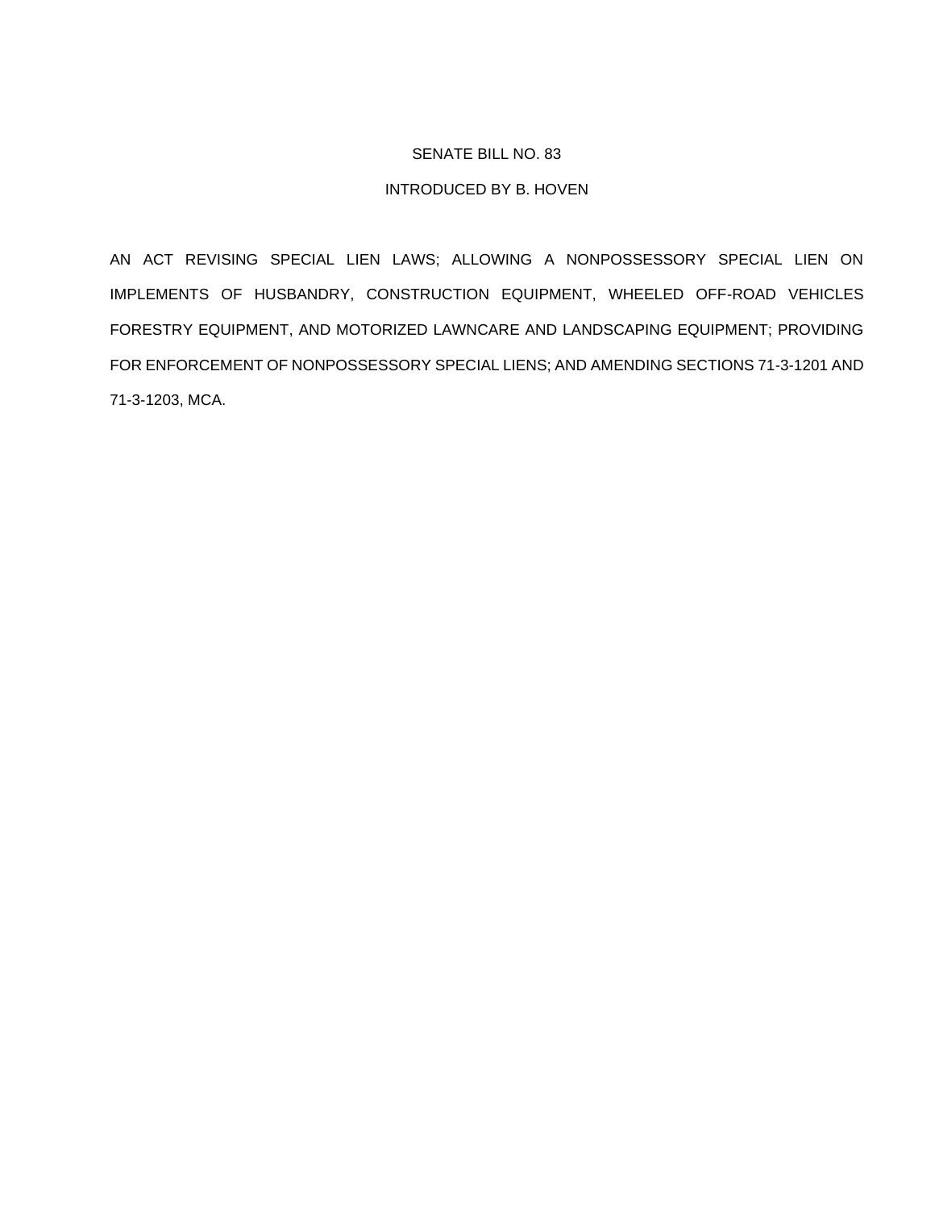SENATE BILL NO. 83

INTRODUCED BY B. HOVEN

AN ACT REVISING SPECIAL LIEN LAWS; ALLOWING A NONPOSSESSORY SPECIAL LIEN ON IMPLEMENTS OF HUSBANDRY, CONSTRUCTION EQUIPMENT, WHEELED OFF-ROAD VEHICLES FORESTRY EQUIPMENT, AND MOTORIZED LAWNCARE AND LANDSCAPING EQUIPMENT; PROVIDING FOR ENFORCEMENT OF NONPOSSESSORY SPECIAL LIENS; AND AMENDING SECTIONS 71-3-1201 AND 71-3-1203, MCA.